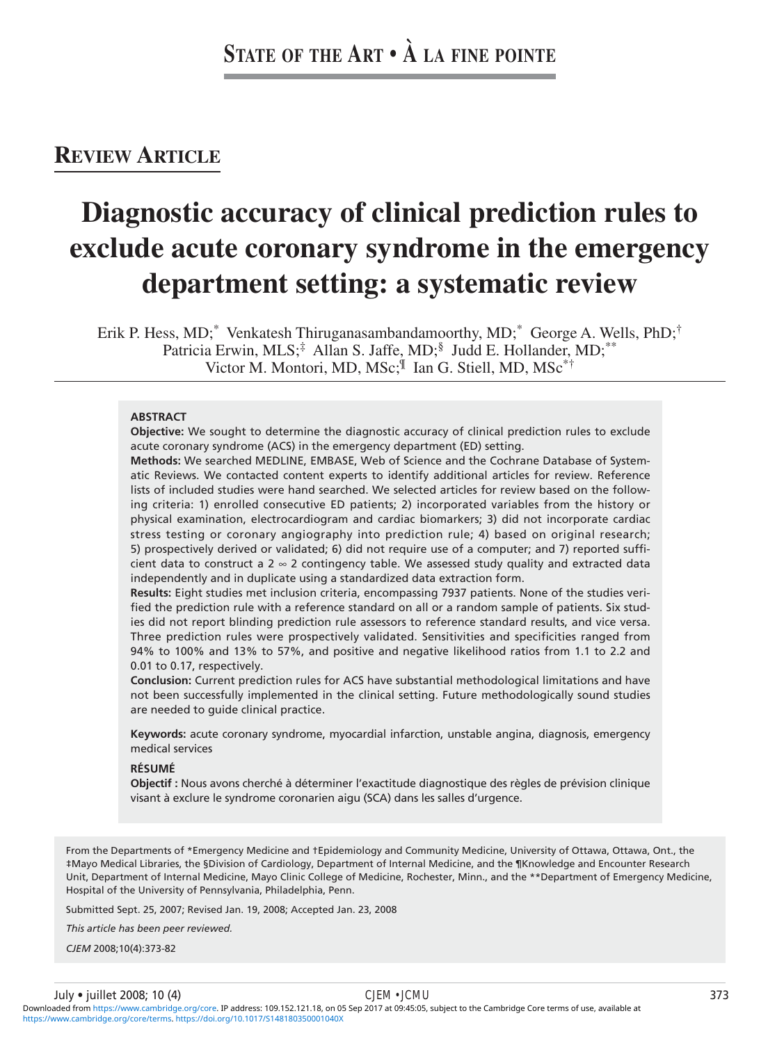# State of the Art • À la fine pointe

## Review Article

# Diagnostic accuracy of clinical prediction rules to exclude acute coronary syndrome in the emergency department setting: a systematic review

Erik P. Hess, MD;[*] Venkatesh Thiruganasambandamoorthy, MD;[*] George A. Wells, PhD;[†] Patricia Erwin, MLS;[‡] Allan S. Jaffe, MD;[§] Judd E. Hollander, MD;[**] Victor M. Montori, MD, MSc;[¶] Ian G. Stiell, MD, MSc[*†]

**ABSTRACT**

**Objective:** We sought to determine the diagnostic accuracy of clinical prediction rules to exclude acute coronary syndrome (ACS) in the emergency department (ED) setting.

**Methods:** We searched MEDLINE, EMBASE, Web of Science and the Cochrane Database of Systematic Reviews. We contacted content experts to identify additional articles for review. Reference lists of included studies were hand searched. We selected articles for review based on the following criteria: 1) enrolled consecutive ED patients; 2) incorporated variables from the history or physical examination, electrocardiogram and cardiac biomarkers; 3) did not incorporate cardiac stress testing or coronary angiography into prediction rule; 4) based on original research; 5) prospectively derived or validated; 6) did not require use of a computer; and 7) reported sufficient data to construct a 2 ∞ 2 contingency table. We assessed study quality and extracted data independently and in duplicate using a standardized data extraction form.

**Results:** Eight studies met inclusion criteria, encompassing 7937 patients. None of the studies verified the prediction rule with a reference standard on all or a random sample of patients. Six studies did not report blinding prediction rule assessors to reference standard results, and vice versa. Three prediction rules were prospectively validated. Sensitivities and specificities ranged from 94% to 100% and 13% to 57%, and positive and negative likelihood ratios from 1.1 to 2.2 and 0.01 to 0.17, respectively.

**Conclusion:** Current prediction rules for ACS have substantial methodological limitations and have not been successfully implemented in the clinical setting. Future methodologically sound studies are needed to guide clinical practice.

**Keywords:** acute coronary syndrome, myocardial infarction, unstable angina, diagnosis, emergency medical services

**RÉSUMÉ**

**Objectif :** Nous avons cherché à déterminer l'exactitude diagnostique des règles de prévision clinique visant à exclure le syndrome coronarien aigu (SCA) dans les salles d'urgence.

From the Departments of *Emergency Medicine and †Epidemiology and Community Medicine, University of Ottawa, Ottawa, Ont., the ‡Mayo Medical Libraries, the §Division of Cardiology, Department of Internal Medicine, and the ¶Knowledge and Encounter Research Unit, Department of Internal Medicine, Mayo Clinic College of Medicine, Rochester, Minn., and the **Department of Emergency Medicine, Hospital of the University of Pennsylvania, Philadelphia, Penn.

Submitted Sept. 25, 2007; Revised Jan. 19, 2008; Accepted Jan. 23, 2008

*This article has been peer reviewed.*

*CJEM* 2008;10(4):373-82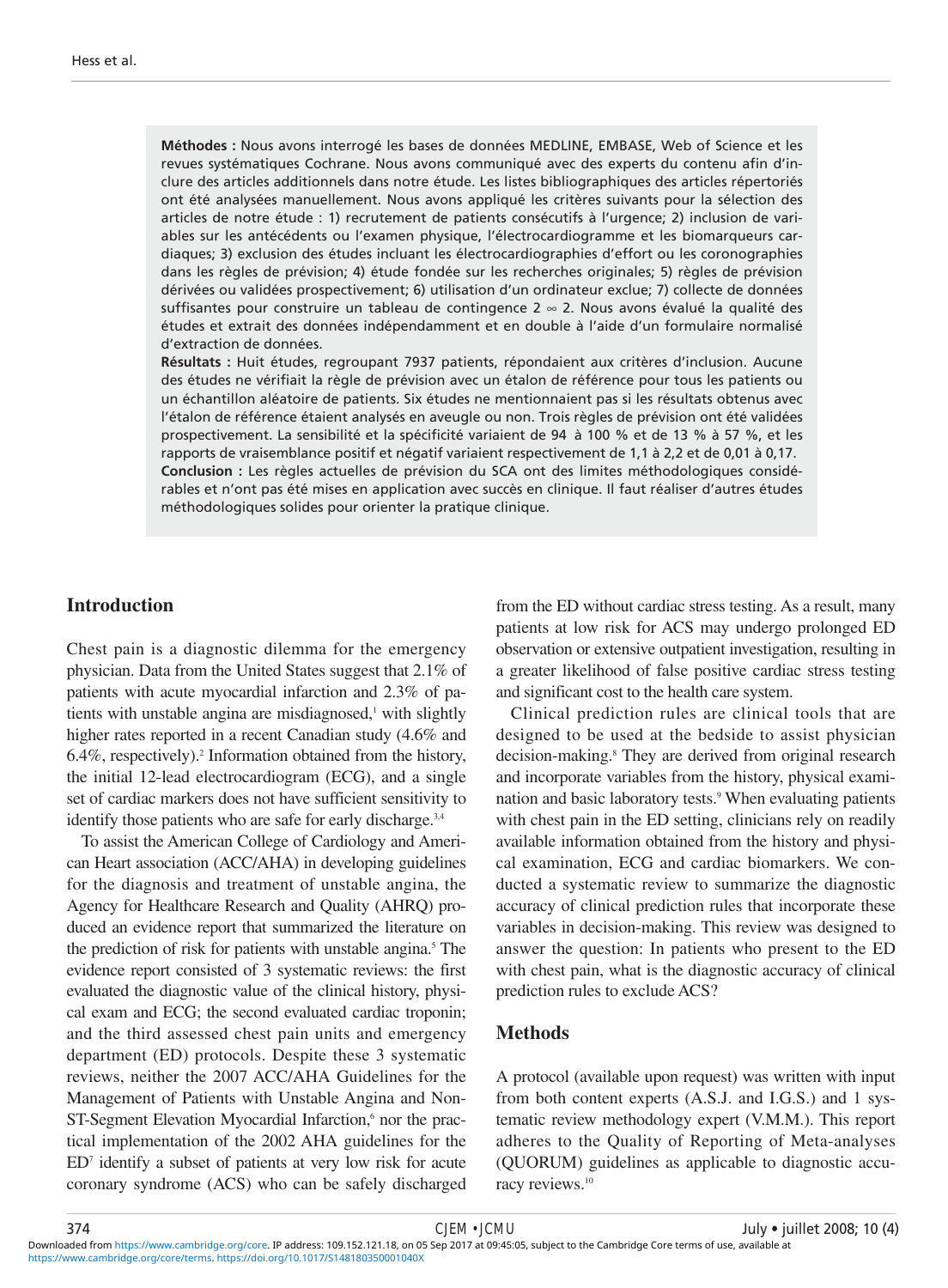**Méthodes :** Nous avons interrogé les bases de données MEDLINE, EMBASE, Web of Science et les revues systématiques Cochrane. Nous avons communiqué avec des experts du contenu afin d'inclure des articles additionnels dans notre étude. Les listes bibliographiques des articles répertoriés ont été analysées manuellement. Nous avons appliqué les critères suivants pour la sélection des articles de notre étude : 1) recrutement de patients consécutifs à l'urgence; 2) inclusion de variables sur les antécédents ou l'examen physique, l'électrocardiogramme et les biomarqueurs cardiaques; 3) exclusion des études incluant les électrocardiographies d'effort ou les coronographies dans les règles de prévision; 4) étude fondée sur les recherches originales; 5) règles de prévision dérivées ou validées prospectivement; 6) utilisation d'un ordinateur exclue; 7) collecte de données suffisantes pour construire un tableau de contingence 2 ∞ 2. Nous avons évalué la qualité des études et extrait des données indépendamment et en double à l'aide d'un formulaire normalisé d'extraction de données.

**Résultats :** Huit études, regroupant 7937 patients, répondaient aux critères d'inclusion. Aucune des études ne vérifiait la règle de prévision avec un étalon de référence pour tous les patients ou un échantillon aléatoire de patients. Six études ne mentionnaient pas si les résultats obtenus avec l'étalon de référence étaient analysés en aveugle ou non. Trois règles de prévision ont été validées prospectivement. La sensibilité et la spécificité variaient de 94 à 100 % et de 13 % à 57 %, et les rapports de vraisemblance positif et négatif variaient respectivement de 1,1 à 2,2 et de 0,01 à 0,17.

**Conclusion :** Les règles actuelles de prévision du SCA ont des limites méthodologiques considérables et n'ont pas été mises en application avec succès en clinique. Il faut réaliser d'autres études méthodologiques solides pour orienter la pratique clinique.

## Introduction

Chest pain is a diagnostic dilemma for the emergency physician. Data from the United States suggest that 2.1% of patients with acute myocardial infarction and 2.3% of patients with unstable angina are misdiagnosed,[1] with slightly higher rates reported in a recent Canadian study (4.6% and 6.4%, respectively).[2] Information obtained from the history, the initial 12-lead electrocardiogram (ECG), and a single set of cardiac markers does not have sufficient sensitivity to identify those patients who are safe for early discharge.[3,4]

To assist the American College of Cardiology and American Heart association (ACC/AHA) in developing guidelines for the diagnosis and treatment of unstable angina, the Agency for Healthcare Research and Quality (AHRQ) produced an evidence report that summarized the literature on the prediction of risk for patients with unstable angina.[5] The evidence report consisted of 3 systematic reviews: the first evaluated the diagnostic value of the clinical history, physical exam and ECG; the second evaluated cardiac troponin; and the third assessed chest pain units and emergency department (ED) protocols. Despite these 3 systematic reviews, neither the 2007 ACC/AHA Guidelines for the Management of Patients with Unstable Angina and Non-ST-Segment Elevation Myocardial Infarction,[6] nor the practical implementation of the 2002 AHA guidelines for the ED[7] identify a subset of patients at very low risk for acute coronary syndrome (ACS) who can be safely discharged from the ED without cardiac stress testing. As a result, many patients at low risk for ACS may undergo prolonged ED observation or extensive outpatient investigation, resulting in a greater likelihood of false positive cardiac stress testing and significant cost to the health care system.

Clinical prediction rules are clinical tools that are designed to be used at the bedside to assist physician decision-making.[8] They are derived from original research and incorporate variables from the history, physical examination and basic laboratory tests.[9] When evaluating patients with chest pain in the ED setting, clinicians rely on readily available information obtained from the history and physical examination, ECG and cardiac biomarkers. We conducted a systematic review to summarize the diagnostic accuracy of clinical prediction rules that incorporate these variables in decision-making. This review was designed to answer the question: In patients who present to the ED with chest pain, what is the diagnostic accuracy of clinical prediction rules to exclude ACS?

## Methods

A protocol (available upon request) was written with input from both content experts (A.S.J. and I.G.S.) and 1 systematic review methodology expert (V.M.M.). This report adheres to the Quality of Reporting of Meta-analyses (QUORUM) guidelines as applicable to diagnostic accuracy reviews.[10]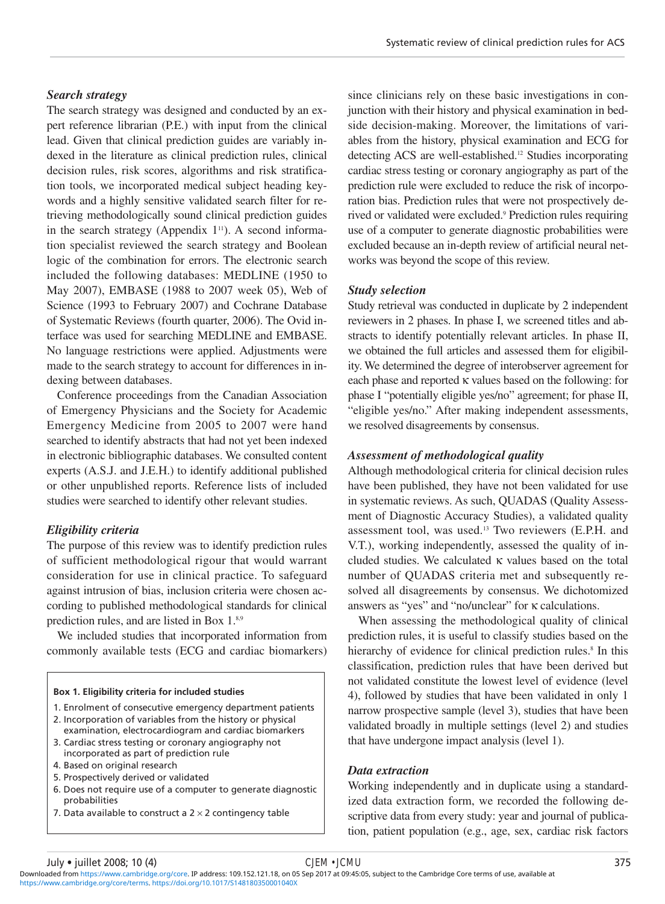### *Search strategy*

The search strategy was designed and conducted by an expert reference librarian (P.E.) with input from the clinical lead. Given that clinical prediction guides are variably indexed in the literature as clinical prediction rules, clinical decision rules, risk scores, algorithms and risk stratification tools, we incorporated medical subject heading keywords and a highly sensitive validated search filter for retrieving methodologically sound clinical prediction guides in the search strategy (Appendix 1[11]). A second information specialist reviewed the search strategy and Boolean logic of the combination for errors. The electronic search included the following databases: MEDLINE (1950 to May 2007), EMBASE (1988 to 2007 week 05), Web of Science (1993 to February 2007) and Cochrane Database of Systematic Reviews (fourth quarter, 2006). The Ovid interface was used for searching MEDLINE and EMBASE. No language restrictions were applied. Adjustments were made to the search strategy to account for differences in indexing between databases.

Conference proceedings from the Canadian Association of Emergency Physicians and the Society for Academic Emergency Medicine from 2005 to 2007 were hand searched to identify abstracts that had not yet been indexed in electronic bibliographic databases. We consulted content experts (A.S.J. and J.E.H.) to identify additional published or other unpublished reports. Reference lists of included studies were searched to identify other relevant studies.

### *Eligibility criteria*

The purpose of this review was to identify prediction rules of sufficient methodological rigour that would warrant consideration for use in clinical practice. To safeguard against intrusion of bias, inclusion criteria were chosen according to published methodological standards for clinical prediction rules, and are listed in Box 1.[8,9]

We included studies that incorporated information from commonly available tests (ECG and cardiac biomarkers) since clinicians rely on these basic investigations in conjunction with their history and physical examination in bedside decision-making. Moreover, the limitations of variables from the history, physical examination and ECG for detecting ACS are well-established.[12] Studies incorporating cardiac stress testing or coronary angiography as part of the prediction rule were excluded to reduce the risk of incorporation bias. Prediction rules that were not prospectively derived or validated were excluded.[9] Prediction rules requiring use of a computer to generate diagnostic probabilities were excluded because an in-depth review of artificial neural networks was beyond the scope of this review.

**Box 1. Eligibility criteria for included studies**

1. Enrolment of consecutive emergency department patients
2. Incorporation of variables from the history or physical examination, electrocardiogram and cardiac biomarkers
3. Cardiac stress testing or coronary angiography not incorporated as part of prediction rule
4. Based on original research
5. Prospectively derived or validated
6. Does not require use of a computer to generate diagnostic probabilities
7. Data available to construct a $2 \times 2$ contingency table

### *Study selection*

Study retrieval was conducted in duplicate by 2 independent reviewers in 2 phases. In phase I, we screened titles and abstracts to identify potentially relevant articles. In phase II, we obtained the full articles and assessed them for eligibility. We determined the degree of interobserver agreement for each phase and reported $\kappa$ values based on the following: for phase I "potentially eligible yes/no" agreement; for phase II, "eligible yes/no." After making independent assessments, we resolved disagreements by consensus.

### *Assessment of methodological quality*

Although methodological criteria for clinical decision rules have been published, they have not been validated for use in systematic reviews. As such, QUADAS (Quality Assessment of Diagnostic Accuracy Studies), a validated quality assessment tool, was used.[13] Two reviewers (E.P.H. and V.T.), working independently, assessed the quality of included studies. We calculated $\kappa$ values based on the total number of QUADAS criteria met and subsequently resolved all disagreements by consensus. We dichotomized answers as "yes" and "no/unclear" for $\kappa$ calculations.

When assessing the methodological quality of clinical prediction rules, it is useful to classify studies based on the hierarchy of evidence for clinical prediction rules.[8] In this classification, prediction rules that have been derived but not validated constitute the lowest level of evidence (level 4), followed by studies that have been validated in only 1 narrow prospective sample (level 3), studies that have been validated broadly in multiple settings (level 2) and studies that have undergone impact analysis (level 1).

### *Data extraction*

Working independently and in duplicate using a standardized data extraction form, we recorded the following descriptive data from every study: year and journal of publication, patient population (e.g., age, sex, cardiac risk factors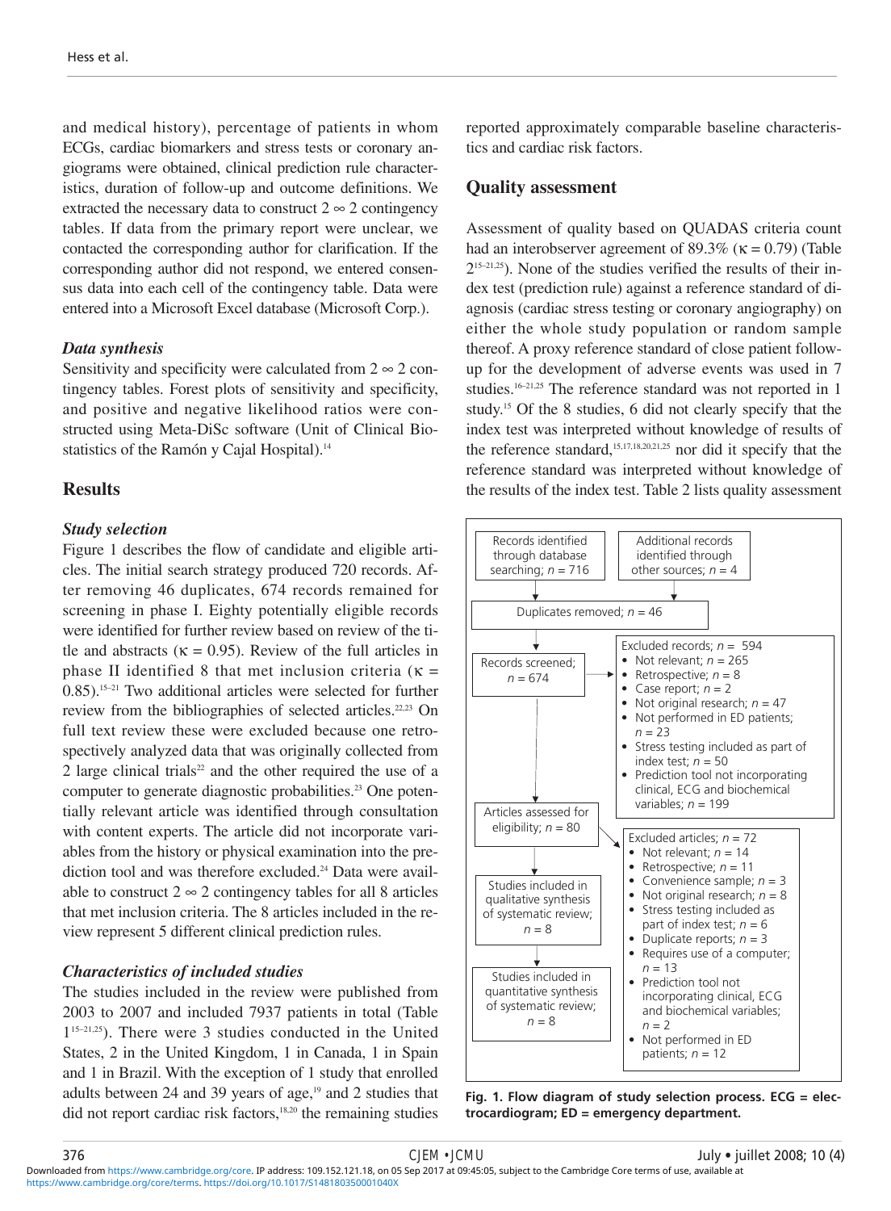and medical history), percentage of patients in whom ECGs, cardiac biomarkers and stress tests or coronary angiograms were obtained, clinical prediction rule characteristics, duration of follow-up and outcome definitions. We extracted the necessary data to construct 2 ∞ 2 contingency tables. If data from the primary report were unclear, we contacted the corresponding author for clarification. If the corresponding author did not respond, we entered consensus data into each cell of the contingency table. Data were entered into a Microsoft Excel database (Microsoft Corp.).

### *Data synthesis*

Sensitivity and specificity were calculated from 2 ∞ 2 contingency tables. Forest plots of sensitivity and specificity, and positive and negative likelihood ratios were constructed using Meta-DiSc software (Unit of Clinical Biostatistics of the Ramón y Cajal Hospital).[14]

## Results

### *Study selection*

Figure 1 describes the flow of candidate and eligible articles. The initial search strategy produced 720 records. After removing 46 duplicates, 674 records remained for screening in phase I. Eighty potentially eligible records were identified for further review based on review of the title and abstracts (κ = 0.95). Review of the full articles in phase II identified 8 that met inclusion criteria (κ = 0.85).[15–21] Two additional articles were selected for further review from the bibliographies of selected articles.[22,23] On full text review these were excluded because one retrospectively analyzed data that was originally collected from 2 large clinical trials[22] and the other required the use of a computer to generate diagnostic probabilities.[23] One potentially relevant article was identified through consultation with content experts. The article did not incorporate variables from the history or physical examination into the prediction tool and was therefore excluded.[24] Data were available to construct 2 ∞ 2 contingency tables for all 8 articles that met inclusion criteria. The 8 articles included in the review represent 5 different clinical prediction rules.

### *Characteristics of included studies*

The studies included in the review were published from 2003 to 2007 and included 7937 patients in total (Table 1[15–21,25]). There were 3 studies conducted in the United States, 2 in the United Kingdom, 1 in Canada, 1 in Spain and 1 in Brazil. With the exception of 1 study that enrolled adults between 24 and 39 years of age,[19] and 2 studies that did not report cardiac risk factors,[18,20] the remaining studies reported approximately comparable baseline characteristics and cardiac risk factors.

## Quality assessment

Assessment of quality based on QUADAS criteria count had an interobserver agreement of 89.3% (κ = 0.79) (Table 2[15–21,25]). None of the studies verified the results of their index test (prediction rule) against a reference standard of diagnosis (cardiac stress testing or coronary angiography) on either the whole study population or random sample thereof. A proxy reference standard of close patient follow-up for the development of adverse events was used in 7 studies.[16–21,25] The reference standard was not reported in 1 study.[15] Of the 8 studies, 6 did not clearly specify that the index test was interpreted without knowledge of results of the reference standard,[15,17,18,20,21,25] nor did it specify that the reference standard was interpreted without knowledge of the results of the index test. Table 2 lists quality assessment

- Records identified through database searching; $n$ = 716
- Additional records identified through other sources; $n$ = 4
- Duplicates removed; $n$ = 46
- Records screened; $n$ = 674
- Excluded records; $n$ = 594
  - Not relevant; $n$ = 265
  - Retrospective; $n$ = 8
  - Case report; $n$ = 2
  - Not original research; $n$ = 47
  - Not performed in ED patients; $n$ = 23
  - Stress testing included as part of index test; $n$ = 50
  - Prediction tool not incorporating clinical, ECG and biochemical variables; $n$ = 199
- Articles assessed for eligibility; $n$ = 80
- Excluded articles; $n$ = 72
  - Not relevant; $n$ = 14
  - Retrospective; $n$ = 11
  - Convenience sample; $n$ = 3
  - Not original research; $n$ = 8
  - Stress testing included as part of index test; $n$ = 6
  - Duplicate reports; $n$ = 3
  - Requires use of a computer; $n$ = 13
  - Prediction tool not incorporating clinical, ECG and biochemical variables; $n$ = 2
  - Not performed in ED patients; $n$ = 12
- Studies included in qualitative synthesis of systematic review; $n$ = 8
- Studies included in quantitative synthesis of systematic review; $n$ = 8

**Fig. 1. Flow diagram of study selection process. ECG = electrocardiogram; ED = emergency department.**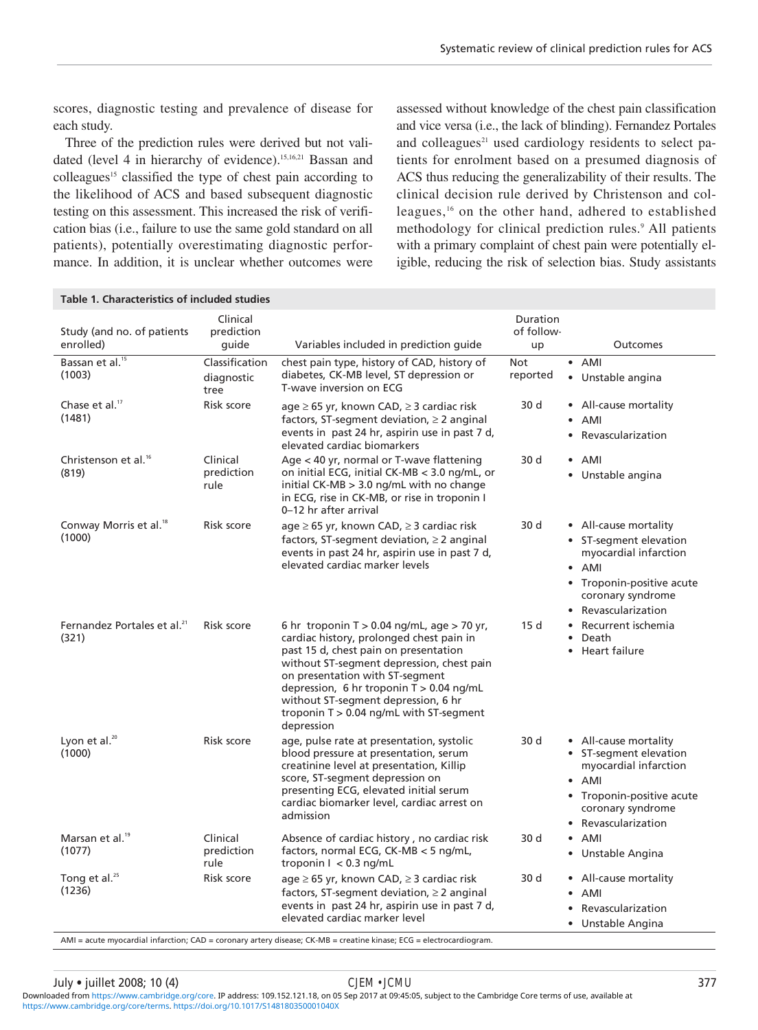scores, diagnostic testing and prevalence of disease for each study.

Three of the prediction rules were derived but not validated (level 4 in hierarchy of evidence).[15,16,21] Bassan and colleagues[15] classified the type of chest pain according to the likelihood of ACS and based subsequent diagnostic testing on this assessment. This increased the risk of verification bias (i.e., failure to use the same gold standard on all patients), potentially overestimating diagnostic performance. In addition, it is unclear whether outcomes were assessed without knowledge of the chest pain classification and vice versa (i.e., the lack of blinding). Fernandez Portales and colleagues[21] used cardiology residents to select patients for enrolment based on a presumed diagnosis of ACS thus reducing the generalizability of their results. The clinical decision rule derived by Christenson and colleagues,[16] on the other hand, adhered to established methodology for clinical prediction rules.[9] All patients with a primary complaint of chest pain were potentially eligible, reducing the risk of selection bias. Study assistants

**Table 1. Characteristics of included studies**

| Study (and no. of patients enrolled) | Clinical prediction guide | Variables included in prediction guide | Duration of follow-up | Outcomes |
|---|---|---|---|---|
| Bassan et al.[15] (1003) | Classification diagnostic tree | chest pain type, history of CAD, history of diabetes, CK-MB level, ST depression or T-wave inversion on ECG | Not reported | • AMI<br>• Unstable angina |
| Chase et al.[17] (1481) | Risk score | age ≥ 65 yr, known CAD, ≥ 3 cardiac risk factors, ST-segment deviation, ≥ 2 anginal events in past 24 hr, aspirin use in past 7 d, elevated cardiac biomarkers | 30 d | • All-cause mortality<br>• AMI<br>• Revascularization |
| Christenson et al.[16] (819) | Clinical prediction rule | Age < 40 yr, normal or T-wave flattening on initial ECG, initial CK-MB < 3.0 ng/mL, or initial CK-MB > 3.0 ng/mL with no change in ECG, rise in CK-MB, or rise in troponin I 0–12 hr after arrival | 30 d | • AMI<br>• Unstable angina |
| Conway Morris et al.[18] (1000) | Risk score | age ≥ 65 yr, known CAD, ≥ 3 cardiac risk factors, ST-segment deviation, ≥ 2 anginal events in past 24 hr, aspirin use in past 7 d, elevated cardiac marker levels | 30 d | • All-cause mortality<br>• ST-segment elevation myocardial infarction<br>• AMI<br>• Troponin-positive acute coronary syndrome<br>• Revascularization |
| Fernandez Portales et al.[21] (321) | Risk score | 6 hr troponin T > 0.04 ng/mL, age > 70 yr, cardiac history, prolonged chest pain in past 15 d, chest pain on presentation without ST-segment depression, chest pain on presentation with ST-segment depression, 6 hr troponin T > 0.04 ng/mL without ST-segment depression, 6 hr troponin T > 0.04 ng/mL with ST-segment depression | 15 d | • Recurrent ischemia<br>• Death<br>• Heart failure |
| Lyon et al.[20] (1000) | Risk score | age, pulse rate at presentation, systolic blood pressure at presentation, serum creatinine level at presentation, Killip score, ST-segment depression on presenting ECG, elevated initial serum cardiac biomarker level, cardiac arrest on admission | 30 d | • All-cause mortality<br>• ST-segment elevation myocardial infarction<br>• AMI<br>• Troponin-positive acute coronary syndrome<br>• Revascularization |
| Marsan et al.[19] (1077) | Clinical prediction rule | Absence of cardiac history , no cardiac risk factors, normal ECG, CK-MB < 5 ng/mL, troponin I < 0.3 ng/mL | 30 d | • AMI<br>• Unstable Angina |
| Tong et al.[25] (1236) | Risk score | age ≥ 65 yr, known CAD, ≥ 3 cardiac risk factors, ST-segment deviation, ≥ 2 anginal events in past 24 hr, aspirin use in past 7 d, elevated cardiac marker level | 30 d | • All-cause mortality<br>• AMI<br>• Revascularization<br>• Unstable Angina |

AMI = acute myocardial infarction; CAD = coronary artery disease; CK-MB = creatine kinase; ECG = electrocardiogram.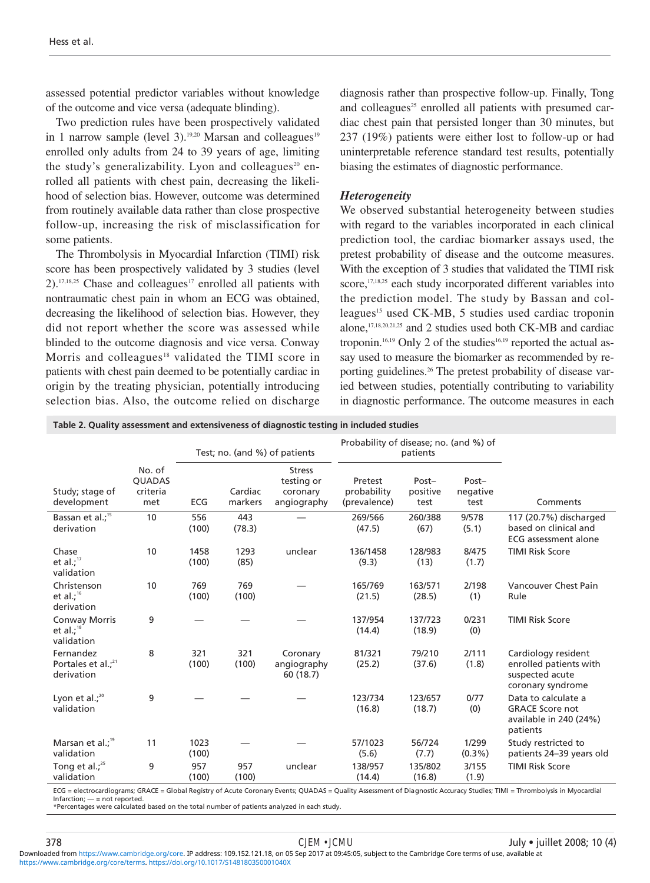assessed potential predictor variables without knowledge of the outcome and vice versa (adequate blinding).

Two prediction rules have been prospectively validated in 1 narrow sample (level 3).[19,20] Marsan and colleagues[19] enrolled only adults from 24 to 39 years of age, limiting the study's generalizability. Lyon and colleagues[20] enrolled all patients with chest pain, decreasing the likelihood of selection bias. However, outcome was determined from routinely available data rather than close prospective follow-up, increasing the risk of misclassification for some patients.

The Thrombolysis in Myocardial Infarction (TIMI) risk score has been prospectively validated by 3 studies (level 2).[17,18,25] Chase and colleagues[17] enrolled all patients with nontraumatic chest pain in whom an ECG was obtained, decreasing the likelihood of selection bias. However, they did not report whether the score was assessed while blinded to the outcome diagnosis and vice versa. Conway Morris and colleagues[18] validated the TIMI score in patients with chest pain deemed to be potentially cardiac in origin by the treating physician, potentially introducing selection bias. Also, the outcome relied on discharge diagnosis rather than prospective follow-up. Finally, Tong and colleagues[25] enrolled all patients with presumed cardiac chest pain that persisted longer than 30 minutes, but 237 (19%) patients were either lost to follow-up or had uninterpretable reference standard test results, potentially biasing the estimates of diagnostic performance.

### *Heterogeneity*

We observed substantial heterogeneity between studies with regard to the variables incorporated in each clinical prediction tool, the cardiac biomarker assays used, the pretest probability of disease and the outcome measures. With the exception of 3 studies that validated the TIMI risk score,[17,18,25] each study incorporated different variables into the prediction model. The study by Bassan and colleagues[15] used CK-MB, 5 studies used cardiac troponin alone,[17,18,20,21,25] and 2 studies used both CK-MB and cardiac troponin.[16,19] Only 2 of the studies[16,19] reported the actual assay used to measure the biomarker as recommended by reporting guidelines.[26] The pretest probability of disease varied between studies, potentially contributing to variability in diagnostic performance. The outcome measures in each

**Table 2. Quality assessment and extensiveness of diagnostic testing in included studies**

| Study; stage of development | No. of QUADAS criteria met | Test; no. (and %) of patients | | | Probability of disease; no. (and %) of patients | | | Comments |
|---|---|---|---|---|---|---|---|---|
| | | ECG | Cardiac markers | Stress testing or coronary angiography | Pretest probability (prevalence) | Post–positive test | Post–negative test | |
| Bassan et al.;[15] derivation | 10 | 556 (100) | 443 (78.3) | — | 269/566 (47.5) | 260/388 (67) | 9/578 (5.1) | 117 (20.7%) discharged based on clinical and ECG assessment alone |
| Chase et al.;[17] validation | 10 | 1458 (100) | 1293 (85) | unclear | 136/1458 (9.3) | 128/983 (13) | 8/475 (1.7) | TIMI Risk Score |
| Christenson et al.;[16] derivation | 10 | 769 (100) | 769 (100) | — | 165/769 (21.5) | 163/571 (28.5) | 2/198 (1) | Vancouver Chest Pain Rule |
| Conway Morris et al.;[18] validation | 9 | — | — | — | 137/954 (14.4) | 137/723 (18.9) | 0/231 (0) | TIMI Risk Score |
| Fernandez Portales et al.;[21] derivation | 8 | 321 (100) | 321 (100) | Coronary angiography 60 (18.7) | 81/321 (25.2) | 79/210 (37.6) | 2/111 (1.8) | Cardiology resident enrolled patients with suspected acute coronary syndrome |
| Lyon et al.;[20] validation | 9 | — | — | — | 123/734 (16.8) | 123/657 (18.7) | 0/77 (0) | Data to calculate a GRACE Score not available in 240 (24%) patients |
| Marsan et al.;[19] validation | 11 | 1023 (100) | — | — | 57/1023 (5.6) | 56/724 (7.7) | 1/299 (0.3%) | Study restricted to patients 24–39 years old |
| Tong et al.;[25] validation | 9 | 957 (100) | 957 (100) | unclear | 138/957 (14.4) | 135/802 (16.8) | 3/155 (1.9) | TIMI Risk Score |

ECG = electrocardiograms; GRACE = Global Registry of Acute Coronary Events; QUADAS = Quality Assessment of Diagnostic Accuracy Studies; TIMI = Thrombolysis in Myocardial Infarction; — = not reported.
*Percentages were calculated based on the total number of patients analyzed in each study.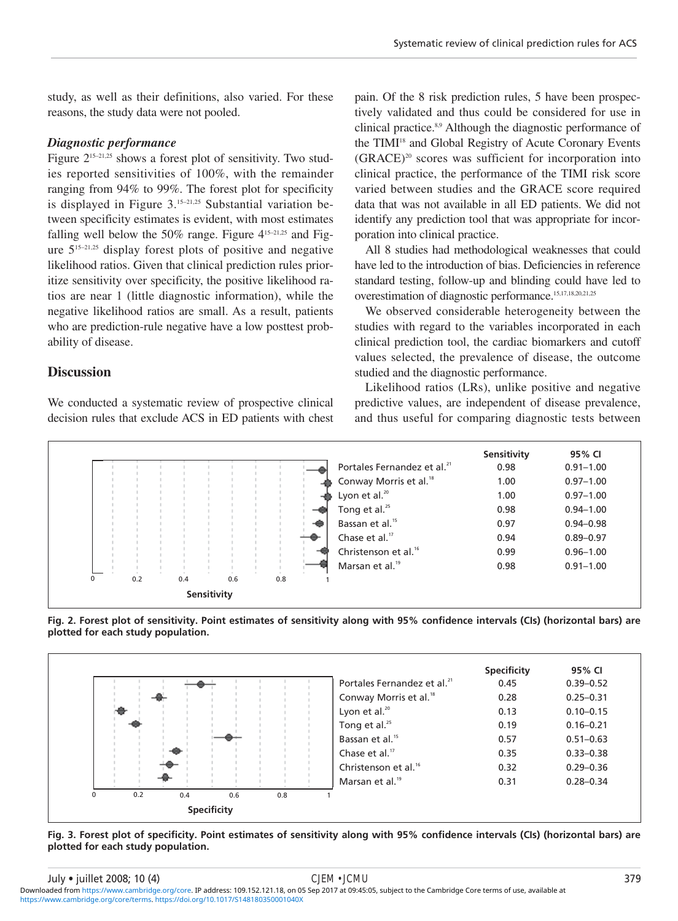study, as well as their definitions, also varied. For these reasons, the study data were not pooled.

### *Diagnostic performance*

Figure 2[15–21,25] shows a forest plot of sensitivity. Two studies reported sensitivities of 100%, with the remainder ranging from 94% to 99%. The forest plot for specificity is displayed in Figure 3.[15–21,25] Substantial variation between specificity estimates is evident, with most estimates falling well below the 50% range. Figure 4[15–21,25] and Figure 5[15–21,25] display forest plots of positive and negative likelihood ratios. Given that clinical prediction rules prioritize sensitivity over specificity, the positive likelihood ratios are near 1 (little diagnostic information), while the negative likelihood ratios are small. As a result, patients who are prediction-rule negative have a low posttest probability of disease.

## Discussion

We conducted a systematic review of prospective clinical decision rules that exclude ACS in ED patients with chest pain. Of the 8 risk prediction rules, 5 have been prospectively validated and thus could be considered for use in clinical practice.[8,9] Although the diagnostic performance of the TIMI[18] and Global Registry of Acute Coronary Events (GRACE)[20] scores was sufficient for incorporation into clinical practice, the performance of the TIMI risk score varied between studies and the GRACE score required data that was not available in all ED patients. We did not identify any prediction tool that was appropriate for incorporation into clinical practice.

All 8 studies had methodological weaknesses that could have led to the introduction of bias. Deficiencies in reference standard testing, follow-up and blinding could have led to overestimation of diagnostic performance.[15,17,18,20,21,25]

We observed considerable heterogeneity between the studies with regard to the variables incorporated in each clinical prediction tool, the cardiac biomarkers and cutoff values selected, the prevalence of disease, the outcome studied and the diagnostic performance.

Likelihood ratios (LRs), unlike positive and negative predictive values, are independent of disease prevalence, and thus useful for comparing diagnostic tests between

| Study | Sensitivity | 95% CI |
|---|---|---|
| Portales Fernandez et al.[21] | 0.98 | 0.91–1.00 |
| Conway Morris et al.[18] | 1.00 | 0.97–1.00 |
| Lyon et al.[20] | 1.00 | 0.97–1.00 |
| Tong et al.[25] | 0.98 | 0.94–1.00 |
| Bassan et al.[15] | 0.97 | 0.94–0.98 |
| Chase et al.[17] | 0.94 | 0.89–0.97 |
| Christenson et al.[16] | 0.99 | 0.96–1.00 |
| Marsan et al.[19] | 0.98 | 0.91–1.00 |

**Fig. 2. Forest plot of sensitivity. Point estimates of sensitivity along with 95% confidence intervals (CIs) (horizontal bars) are plotted for each study population.**

| Study | Specificity | 95% CI |
|---|---|---|
| Portales Fernandez et al.[21] | 0.45 | 0.39–0.52 |
| Conway Morris et al.[18] | 0.28 | 0.25–0.31 |
| Lyon et al.[20] | 0.13 | 0.10–0.15 |
| Tong et al.[25] | 0.19 | 0.16–0.21 |
| Bassan et al.[15] | 0.57 | 0.51–0.63 |
| Chase et al.[17] | 0.35 | 0.33–0.38 |
| Christenson et al.[16] | 0.32 | 0.29–0.36 |
| Marsan et al.[19] | 0.31 | 0.28–0.34 |

**Fig. 3. Forest plot of specificity. Point estimates of sensitivity along with 95% confidence intervals (CIs) (horizontal bars) are plotted for each study population.**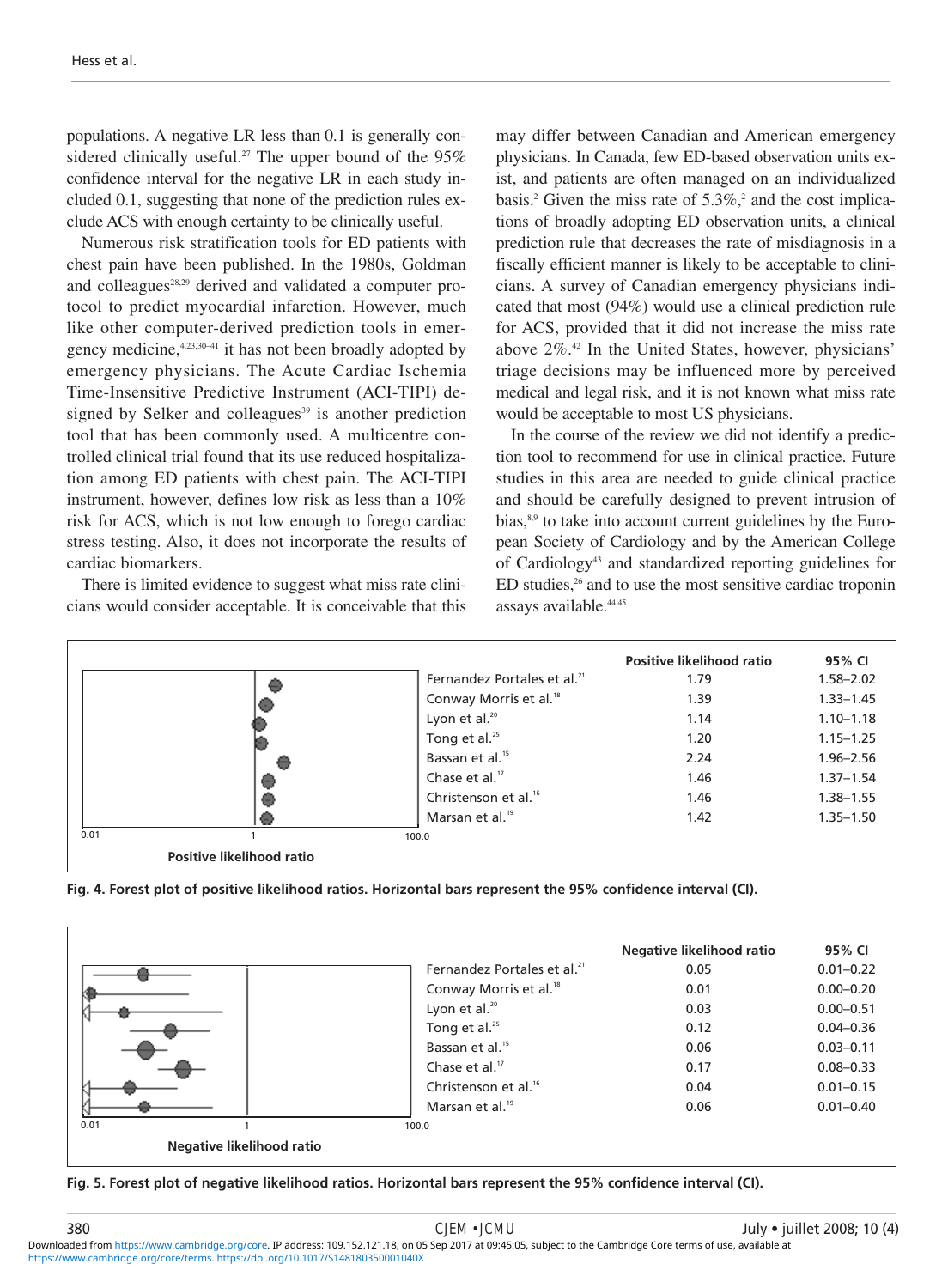populations. A negative LR less than 0.1 is generally considered clinically useful.[27] The upper bound of the 95% confidence interval for the negative LR in each study included 0.1, suggesting that none of the prediction rules exclude ACS with enough certainty to be clinically useful.

Numerous risk stratification tools for ED patients with chest pain have been published. In the 1980s, Goldman and colleagues[28,29] derived and validated a computer protocol to predict myocardial infarction. However, much like other computer-derived prediction tools in emergency medicine,[4,23,30–41] it has not been broadly adopted by emergency physicians. The Acute Cardiac Ischemia Time-Insensitive Predictive Instrument (ACI-TIPI) designed by Selker and colleagues[39] is another prediction tool that has been commonly used. A multicentre controlled clinical trial found that its use reduced hospitalization among ED patients with chest pain. The ACI-TIPI instrument, however, defines low risk as less than a 10% risk for ACS, which is not low enough to forego cardiac stress testing. Also, it does not incorporate the results of cardiac biomarkers.

There is limited evidence to suggest what miss rate clinicians would consider acceptable. It is conceivable that this may differ between Canadian and American emergency physicians. In Canada, few ED-based observation units exist, and patients are often managed on an individualized basis.[2] Given the miss rate of 5.3%,[2] and the cost implications of broadly adopting ED observation units, a clinical prediction rule that decreases the rate of misdiagnosis in a fiscally efficient manner is likely to be acceptable to clinicians. A survey of Canadian emergency physicians indicated that most (94%) would use a clinical prediction rule for ACS, provided that it did not increase the miss rate above 2%.[42] In the United States, however, physicians' triage decisions may be influenced more by perceived medical and legal risk, and it is not known what miss rate would be acceptable to most US physicians.

In the course of the review we did not identify a prediction tool to recommend for use in clinical practice. Future studies in this area are needed to guide clinical practice and should be carefully designed to prevent intrusion of bias,[8,9] to take into account current guidelines by the European Society of Cardiology and by the American College of Cardiology[43] and standardized reporting guidelines for ED studies,[26] and to use the most sensitive cardiac troponin assays available.[44,45]

| Study | Positive likelihood ratio | 95% CI |
|---|---|---|
| Fernandez Portales et al.[21] | 1.79 | 1.58–2.02 |
| Conway Morris et al.[18] | 1.39 | 1.33–1.45 |
| Lyon et al.[20] | 1.14 | 1.10–1.18 |
| Tong et al.[25] | 1.20 | 1.15–1.25 |
| Bassan et al.[15] | 2.24 | 1.96–2.56 |
| Chase et al.[17] | 1.46 | 1.37–1.54 |
| Christenson et al.[16] | 1.46 | 1.38–1.55 |
| Marsan et al.[19] | 1.42 | 1.35–1.50 |

**Fig. 4. Forest plot of positive likelihood ratios. Horizontal bars represent the 95% confidence interval (CI).**

| Study | Negative likelihood ratio | 95% CI |
|---|---|---|
| Fernandez Portales et al.[21] | 0.05 | 0.01–0.22 |
| Conway Morris et al.[18] | 0.01 | 0.00–0.20 |
| Lyon et al.[20] | 0.03 | 0.00–0.51 |
| Tong et al.[25] | 0.12 | 0.04–0.36 |
| Bassan et al.[15] | 0.06 | 0.03–0.11 |
| Chase et al.[17] | 0.17 | 0.08–0.33 |
| Christenson et al.[16] | 0.04 | 0.01–0.15 |
| Marsan et al.[19] | 0.06 | 0.01–0.40 |

**Fig. 5. Forest plot of negative likelihood ratios. Horizontal bars represent the 95% confidence interval (CI).**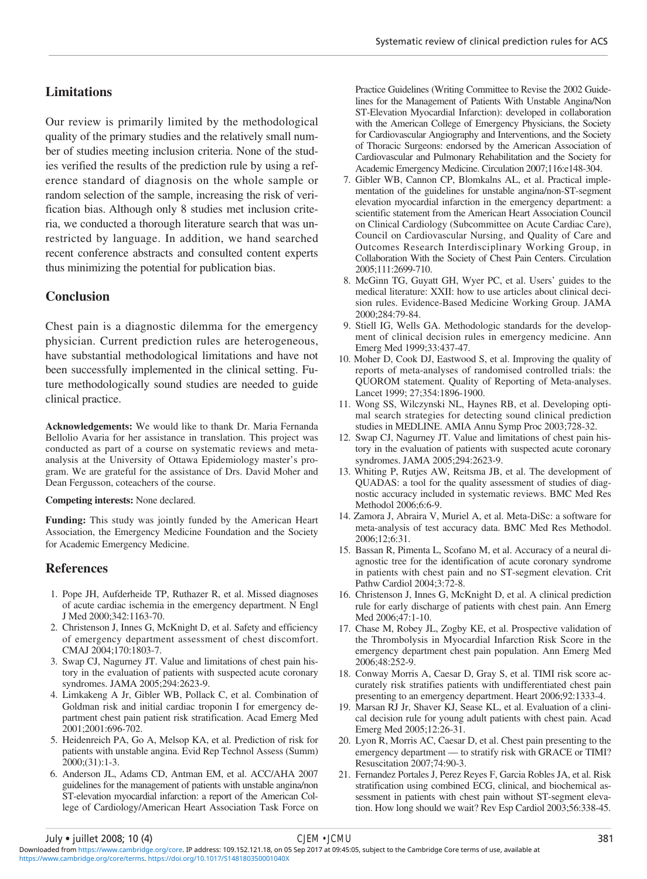## Limitations

Our review is primarily limited by the methodological quality of the primary studies and the relatively small number of studies meeting inclusion criteria. None of the studies verified the results of the prediction rule by using a reference standard of diagnosis on the whole sample or random selection of the sample, increasing the risk of verification bias. Although only 8 studies met inclusion criteria, we conducted a thorough literature search that was unrestricted by language. In addition, we hand searched recent conference abstracts and consulted content experts thus minimizing the potential for publication bias.

## Conclusion

Chest pain is a diagnostic dilemma for the emergency physician. Current prediction rules are heterogeneous, have substantial methodological limitations and have not been successfully implemented in the clinical setting. Future methodologically sound studies are needed to guide clinical practice.

**Acknowledgements:** We would like to thank Dr. Maria Fernanda Bellolio Avaria for her assistance in translation. This project was conducted as part of a course on systematic reviews and meta-analysis at the University of Ottawa Epidemiology master's program. We are grateful for the assistance of Drs. David Moher and Dean Fergusson, coteachers of the course.

**Competing interests:** None declared.

**Funding:** This study was jointly funded by the American Heart Association, the Emergency Medicine Foundation and the Society for Academic Emergency Medicine.

## References

1. Pope JH, Aufderheide TP, Ruthazer R, et al. Missed diagnoses of acute cardiac ischemia in the emergency department. N Engl J Med 2000;342:1163-70.
2. Christenson J, Innes G, McKnight D, et al. Safety and efficiency of emergency department assessment of chest discomfort. CMAJ 2004;170:1803-7.
3. Swap CJ, Nagurney JT. Value and limitations of chest pain history in the evaluation of patients with suspected acute coronary syndromes. JAMA 2005;294:2623-9.
4. Limkakeng A Jr, Gibler WB, Pollack C, et al. Combination of Goldman risk and initial cardiac troponin I for emergency department chest pain patient risk stratification. Acad Emerg Med 2001;2001:696-702.
5. Heidenreich PA, Go A, Melsop KA, et al. Prediction of risk for patients with unstable angina. Evid Rep Technol Assess (Summ) 2000;(31):1-3.
6. Anderson JL, Adams CD, Antman EM, et al. ACC/AHA 2007 guidelines for the management of patients with unstable angina/non ST-elevation myocardial infarction: a report of the American College of Cardiology/American Heart Association Task Force on Practice Guidelines (Writing Committee to Revise the 2002 Guidelines for the Management of Patients With Unstable Angina/Non ST-Elevation Myocardial Infarction): developed in collaboration with the American College of Emergency Physicians, the Society for Cardiovascular Angiography and Interventions, and the Society of Thoracic Surgeons: endorsed by the American Association of Cardiovascular and Pulmonary Rehabilitation and the Society for Academic Emergency Medicine. Circulation 2007;116:e148-304.
7. Gibler WB, Cannon CP, Blomkalns AL, et al. Practical implementation of the guidelines for unstable angina/non-ST-segment elevation myocardial infarction in the emergency department: a scientific statement from the American Heart Association Council on Clinical Cardiology (Subcommittee on Acute Cardiac Care), Council on Cardiovascular Nursing, and Quality of Care and Outcomes Research Interdisciplinary Working Group, in Collaboration With the Society of Chest Pain Centers. Circulation 2005;111:2699-710.
8. McGinn TG, Guyatt GH, Wyer PC, et al. Users' guides to the medical literature: XXII: how to use articles about clinical decision rules. Evidence-Based Medicine Working Group. JAMA 2000;284:79-84.
9. Stiell IG, Wells GA. Methodologic standards for the development of clinical decision rules in emergency medicine. Ann Emerg Med 1999;33:437-47.
10. Moher D, Cook DJ, Eastwood S, et al. Improving the quality of reports of meta-analyses of randomised controlled trials: the QUOROM statement. Quality of Reporting of Meta-analyses. Lancet 1999; 27;354:1896-1900.
11. Wong SS, Wilczynski NL, Haynes RB, et al. Developing optimal search strategies for detecting sound clinical prediction studies in MEDLINE. AMIA Annu Symp Proc 2003;728-32.
12. Swap CJ, Nagurney JT. Value and limitations of chest pain history in the evaluation of patients with suspected acute coronary syndromes. JAMA 2005;294:2623-9.
13. Whiting P, Rutjes AW, Reitsma JB, et al. The development of QUADAS: a tool for the quality assessment of studies of diagnostic accuracy included in systematic reviews. BMC Med Res Methodol 2006;6:6-9.
14. Zamora J, Abraira V, Muriel A, et al. Meta-DiSc: a software for meta-analysis of test accuracy data. BMC Med Res Methodol. 2006;12;6:31.
15. Bassan R, Pimenta L, Scofano M, et al. Accuracy of a neural diagnostic tree for the identification of acute coronary syndrome in patients with chest pain and no ST-segment elevation. Crit Pathw Cardiol 2004;3:72-8.
16. Christenson J, Innes G, McKnight D, et al. A clinical prediction rule for early discharge of patients with chest pain. Ann Emerg Med 2006;47:1-10.
17. Chase M, Robey JL, Zogby KE, et al. Prospective validation of the Thrombolysis in Myocardial Infarction Risk Score in the emergency department chest pain population. Ann Emerg Med 2006;48:252-9.
18. Conway Morris A, Caesar D, Gray S, et al. TIMI risk score accurately risk stratifies patients with undifferentiated chest pain presenting to an emergency department. Heart 2006;92:1333-4.
19. Marsan RJ Jr, Shaver KJ, Sease KL, et al. Evaluation of a clinical decision rule for young adult patients with chest pain. Acad Emerg Med 2005;12:26-31.
20. Lyon R, Morris AC, Caesar D, et al. Chest pain presenting to the emergency department — to stratify risk with GRACE or TIMI? Resuscitation 2007;74:90-3.
21. Fernandez Portales J, Perez Reyes F, Garcia Robles JA, et al. Risk stratification using combined ECG, clinical, and biochemical assessment in patients with chest pain without ST-segment elevation. How long should we wait? Rev Esp Cardiol 2003;56:338-45.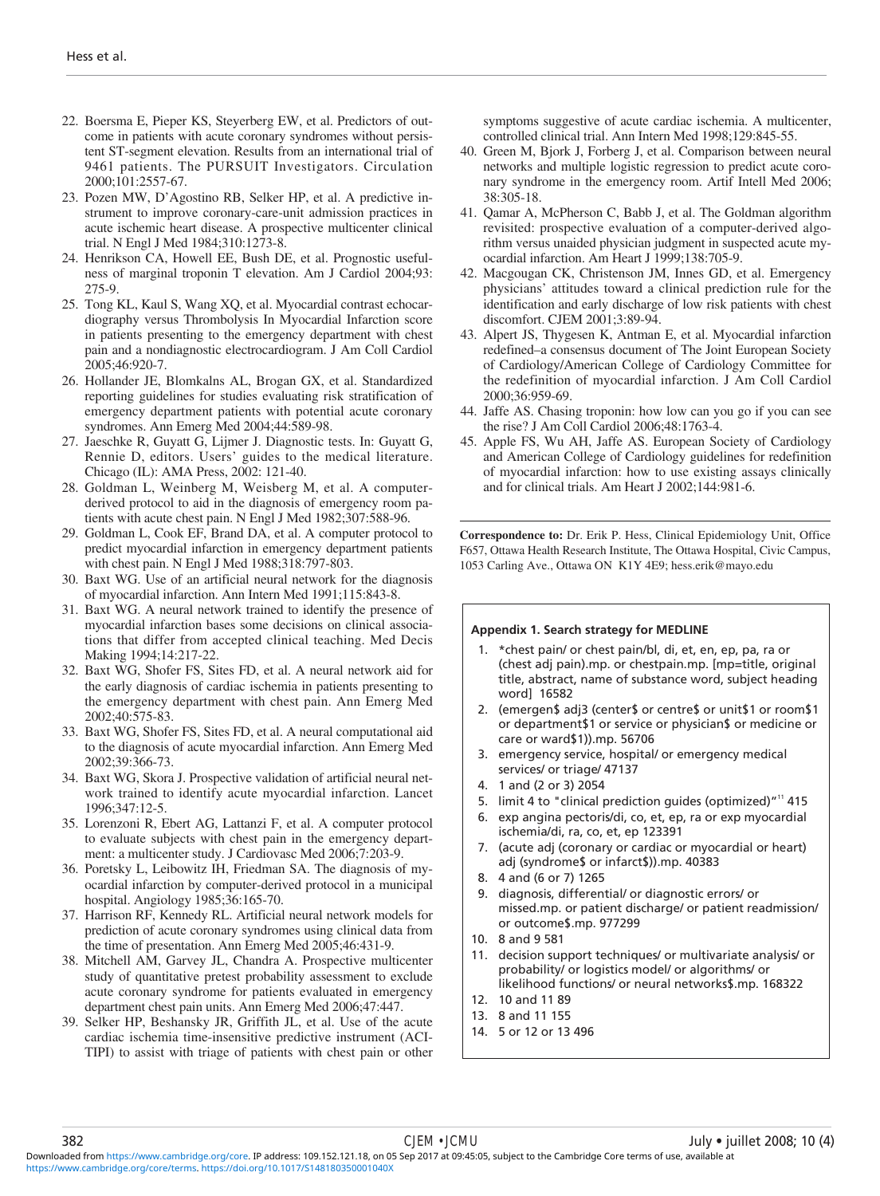22. Boersma E, Pieper KS, Steyerberg EW, et al. Predictors of outcome in patients with acute coronary syndromes without persistent ST-segment elevation. Results from an international trial of 9461 patients. The PURSUIT Investigators. Circulation 2000;101:2557-67.
23. Pozen MW, D'Agostino RB, Selker HP, et al. A predictive instrument to improve coronary-care-unit admission practices in acute ischemic heart disease. A prospective multicenter clinical trial. N Engl J Med 1984;310:1273-8.
24. Henrikson CA, Howell EE, Bush DE, et al. Prognostic usefulness of marginal troponin T elevation. Am J Cardiol 2004;93: 275-9.
25. Tong KL, Kaul S, Wang XQ, et al. Myocardial contrast echocardiography versus Thrombolysis In Myocardial Infarction score in patients presenting to the emergency department with chest pain and a nondiagnostic electrocardiogram. J Am Coll Cardiol 2005;46:920-7.
26. Hollander JE, Blomkalns AL, Brogan GX, et al. Standardized reporting guidelines for studies evaluating risk stratification of emergency department patients with potential acute coronary syndromes. Ann Emerg Med 2004;44:589-98.
27. Jaeschke R, Guyatt G, Lijmer J. Diagnostic tests. In: Guyatt G, Rennie D, editors. Users' guides to the medical literature. Chicago (IL): AMA Press, 2002: 121-40.
28. Goldman L, Weinberg M, Weisberg M, et al. A computer-derived protocol to aid in the diagnosis of emergency room patients with acute chest pain. N Engl J Med 1982;307:588-96.
29. Goldman L, Cook EF, Brand DA, et al. A computer protocol to predict myocardial infarction in emergency department patients with chest pain. N Engl J Med 1988;318:797-803.
30. Baxt WG. Use of an artificial neural network for the diagnosis of myocardial infarction. Ann Intern Med 1991;115:843-8.
31. Baxt WG. A neural network trained to identify the presence of myocardial infarction bases some decisions on clinical associations that differ from accepted clinical teaching. Med Decis Making 1994;14:217-22.
32. Baxt WG, Shofer FS, Sites FD, et al. A neural network aid for the early diagnosis of cardiac ischemia in patients presenting to the emergency department with chest pain. Ann Emerg Med 2002;40:575-83.
33. Baxt WG, Shofer FS, Sites FD, et al. A neural computational aid to the diagnosis of acute myocardial infarction. Ann Emerg Med 2002;39:366-73.
34. Baxt WG, Skora J. Prospective validation of artificial neural network trained to identify acute myocardial infarction. Lancet 1996;347:12-5.
35. Lorenzoni R, Ebert AG, Lattanzi F, et al. A computer protocol to evaluate subjects with chest pain in the emergency department: a multicenter study. J Cardiovasc Med 2006;7:203-9.
36. Poretsky L, Leibowitz IH, Friedman SA. The diagnosis of myocardial infarction by computer-derived protocol in a municipal hospital. Angiology 1985;36:165-70.
37. Harrison RF, Kennedy RL. Artificial neural network models for prediction of acute coronary syndromes using clinical data from the time of presentation. Ann Emerg Med 2005;46:431-9.
38. Mitchell AM, Garvey JL, Chandra A. Prospective multicenter study of quantitative pretest probability assessment to exclude acute coronary syndrome for patients evaluated in emergency department chest pain units. Ann Emerg Med 2006;47:447.
39. Selker HP, Beshansky JR, Griffith JL, et al. Use of the acute cardiac ischemia time-insensitive predictive instrument (ACI-TIPI) to assist with triage of patients with chest pain or other symptoms suggestive of acute cardiac ischemia. A multicenter, controlled clinical trial. Ann Intern Med 1998;129:845-55.
40. Green M, Bjork J, Forberg J, et al. Comparison between neural networks and multiple logistic regression to predict acute coronary syndrome in the emergency room. Artif Intell Med 2006; 38:305-18.
41. Qamar A, McPherson C, Babb J, et al. The Goldman algorithm revisited: prospective evaluation of a computer-derived algorithm versus unaided physician judgment in suspected acute myocardial infarction. Am Heart J 1999;138:705-9.
42. Macgougan CK, Christenson JM, Innes GD, et al. Emergency physicians' attitudes toward a clinical prediction rule for the identification and early discharge of low risk patients with chest discomfort. CJEM 2001;3:89-94.
43. Alpert JS, Thygesen K, Antman E, et al. Myocardial infarction redefined–a consensus document of The Joint European Society of Cardiology/American College of Cardiology Committee for the redefinition of myocardial infarction. J Am Coll Cardiol 2000;36:959-69.
44. Jaffe AS. Chasing troponin: how low can you go if you can see the rise? J Am Coll Cardiol 2006;48:1763-4.
45. Apple FS, Wu AH, Jaffe AS. European Society of Cardiology and American College of Cardiology guidelines for redefinition of myocardial infarction: how to use existing assays clinically and for clinical trials. Am Heart J 2002;144:981-6.

---

**Correspondence to:** Dr. Erik P. Hess, Clinical Epidemiology Unit, Office F657, Ottawa Health Research Institute, The Ottawa Hospital, Civic Campus, 1053 Carling Ave., Ottawa ON K1Y 4E9; hess.erik@mayo.edu

**Appendix 1. Search strategy for MEDLINE**

1. *chest pain/ or chest pain/bl, di, et, en, ep, pa, ra or (chest adj pain).mp. or chestpain.mp. [mp=title, original title, abstract, name of substance word, subject heading word] 16582
2. (emergen$ adj3 (center$ or centre$ or unit$1 or room$1 or department$1 or service or physician$ or medicine or care or ward$1)).mp. 56706
3. emergency service, hospital/ or emergency medical services/ or triage/ 47137
4. 1 and (2 or 3) 2054
5. limit 4 to "clinical prediction guides (optimized)"[11] 415
6. exp angina pectoris/di, co, et, ep, ra or exp myocardial ischemia/di, ra, co, et, ep 123391
7. (acute adj (coronary or cardiac or myocardial or heart) adj (syndrome$ or infarct$)).mp. 40383
8. 4 and (6 or 7) 1265
9. diagnosis, differential/ or diagnostic errors/ or missed.mp. or patient discharge/ or patient readmission/ or outcome$.mp. 977299
10. 8 and 9 581
11. decision support techniques/ or multivariate analysis/ or probability/ or logistics model/ or algorithms/ or likelihood functions/ or neural networks$.mp. 168322
12. 10 and 11 89
13. 8 and 11 155
14. 5 or 12 or 13 496